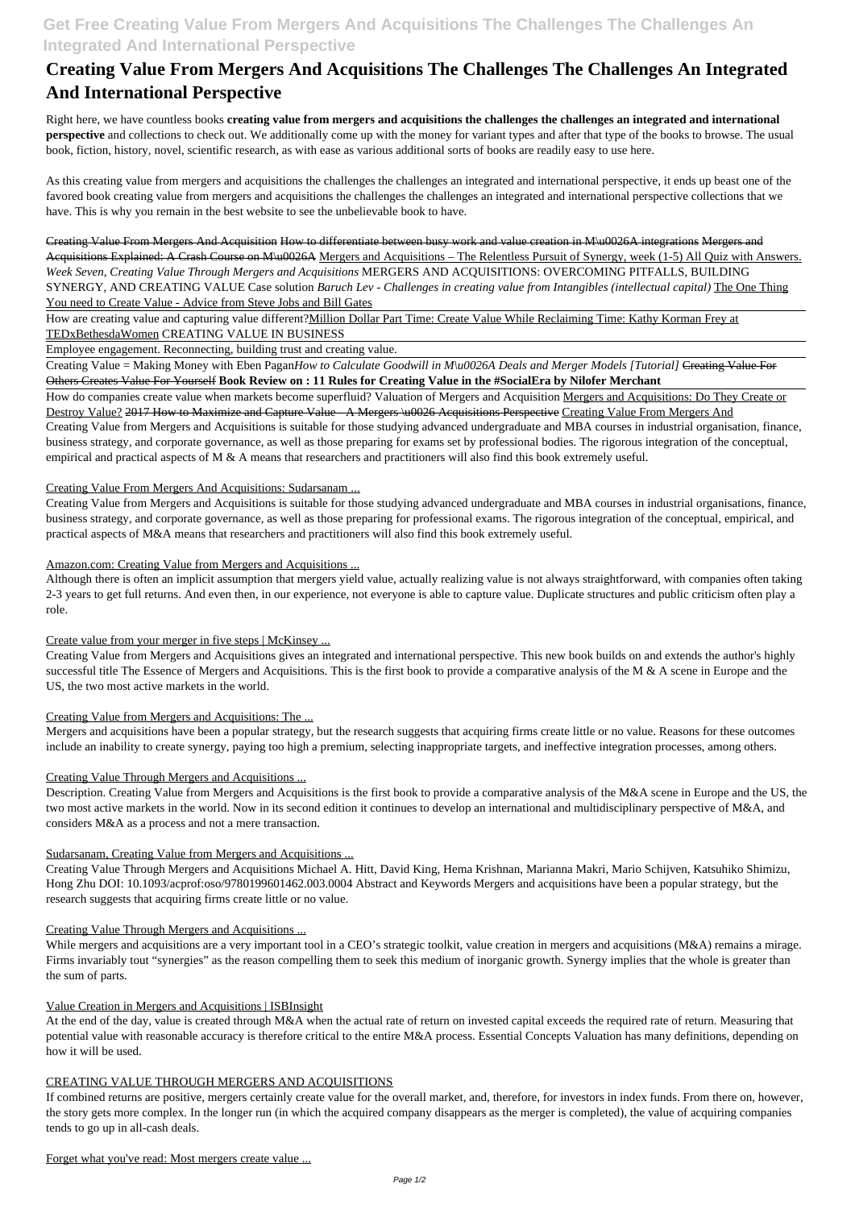# Creating Value From Mergers And Acquisitions The Challenges The Challenges An Integrated And International Perspective

Right here, we have countless books **creating value from mergers and acquisitions the challenges the challenges an integrated and international perspective** and collections to check out. We additionally come up with the money for variant types and after that type of the books to browse. The usual book, fiction, history, novel, scientific research, as with ease as various additional sorts of books are readily easy to use here.

As this creating value from mergers and acquisitions the challenges the challenges an integrated and international perspective, it ends up beast one of the favored book creating value from mergers and acquisitions the challenges the challenges an integrated and international perspective collections that we have. This is why you remain in the best website to see the unbelievable book to have.

~~Creating Value From Mergers And Acquisition~~ ~~How to differentiate between busy work and value creation in M\u0026A integrations~~ ~~Mergers and Acquisitions Explained: A Crash Course on M\u0026A~~ Mergers and Acquisitions – The Relentless Pursuit of Synergy, week (1-5) All Quiz with Answers. *Week Seven, Creating Value Through Mergers and Acquisitions* MERGERS AND ACQUISITIONS: OVERCOMING PITFALLS, BUILDING SYNERGY, AND CREATING VALUE Case solution *Baruch Lev - Challenges in creating value from Intangibles (intellectual capital)* The One Thing You need to Create Value - Advice from Steve Jobs and Bill Gates

How are creating value and capturing value different?Million Dollar Part Time: Create Value While Reclaiming Time: Kathy Korman Frey at TEDxBethesdaWomen CREATING VALUE IN BUSINESS

Employee engagement. Reconnecting, building trust and creating value.

Creating Value = Making Money with Eben Pagan*How to Calculate Goodwill in M\u0026A Deals and Merger Models [Tutorial]* ~~Creating Value For Others Creates Value For Yourself~~ **Book Review on : 11 Rules for Creating Value in the #SocialEra by Nilofer Merchant**

How do companies create value when markets become superfluid? Valuation of Mergers and Acquisition Mergers and Acquisitions: Do They Create or Destroy Value? ~~2017 How to Maximize and Capture Value - A Mergers \u0026 Acquisitions Perspective~~ Creating Value From Mergers And

Creating Value from Mergers and Acquisitions is suitable for those studying advanced undergraduate and MBA courses in industrial organisation, finance, business strategy, and corporate governance, as well as those preparing for exams set by professional bodies. The rigorous integration of the conceptual, empirical and practical aspects of M & A means that researchers and practitioners will also find this book extremely useful.

Creating Value From Mergers And Acquisitions: Sudarsanam ...

Creating Value from Mergers and Acquisitions is suitable for those studying advanced undergraduate and MBA courses in industrial organisations, finance, business strategy, and corporate governance, as well as those preparing for professional exams. The rigorous integration of the conceptual, empirical, and practical aspects of M&A means that researchers and practitioners will also find this book extremely useful.

Amazon.com: Creating Value from Mergers and Acquisitions ...

Although there is often an implicit assumption that mergers yield value, actually realizing value is not always straightforward, with companies often taking 2-3 years to get full returns. And even then, in our experience, not everyone is able to capture value. Duplicate structures and public criticism often play a role.

Create value from your merger in five steps | McKinsey ...

Creating Value from Mergers and Acquisitions gives an integrated and international perspective. This new book builds on and extends the author's highly successful title The Essence of Mergers and Acquisitions. This is the first book to provide a comparative analysis of the M & A scene in Europe and the US, the two most active markets in the world.

Creating Value from Mergers and Acquisitions: The ...

Mergers and acquisitions have been a popular strategy, but the research suggests that acquiring firms create little or no value. Reasons for these outcomes include an inability to create synergy, paying too high a premium, selecting inappropriate targets, and ineffective integration processes, among others.

Creating Value Through Mergers and Acquisitions ...

Description. Creating Value from Mergers and Acquisitions is the first book to provide a comparative analysis of the M&A scene in Europe and the US, the two most active markets in the world. Now in its second edition it continues to develop an international and multidisciplinary perspective of M&A, and considers M&A as a process and not a mere transaction.

Sudarsanam, Creating Value from Mergers and Acquisitions ...

Creating Value Through Mergers and Acquisitions Michael A. Hitt, David King, Hema Krishnan, Marianna Makri, Mario Schijven, Katsuhiko Shimizu, Hong Zhu DOI: 10.1093/acprof:oso/9780199601462.003.0004 Abstract and Keywords Mergers and acquisitions have been a popular strategy, but the research suggests that acquiring firms create little or no value.

Creating Value Through Mergers and Acquisitions ...

While mergers and acquisitions are a very important tool in a CEO's strategic toolkit, value creation in mergers and acquisitions (M&A) remains a mirage. Firms invariably tout "synergies" as the reason compelling them to seek this medium of inorganic growth. Synergy implies that the whole is greater than the sum of parts.

Value Creation in Mergers and Acquisitions | ISBInsight

At the end of the day, value is created through M&A when the actual rate of return on invested capital exceeds the required rate of return. Measuring that potential value with reasonable accuracy is therefore critical to the entire M&A process. Essential Concepts Valuation has many definitions, depending on how it will be used.

CREATING VALUE THROUGH MERGERS AND ACQUISITIONS

If combined returns are positive, mergers certainly create value for the overall market, and, therefore, for investors in index funds. From there on, however, the story gets more complex. In the longer run (in which the acquired company disappears as the merger is completed), the value of acquiring companies tends to go up in all-cash deals.

Forget what you've read: Most mergers create value ...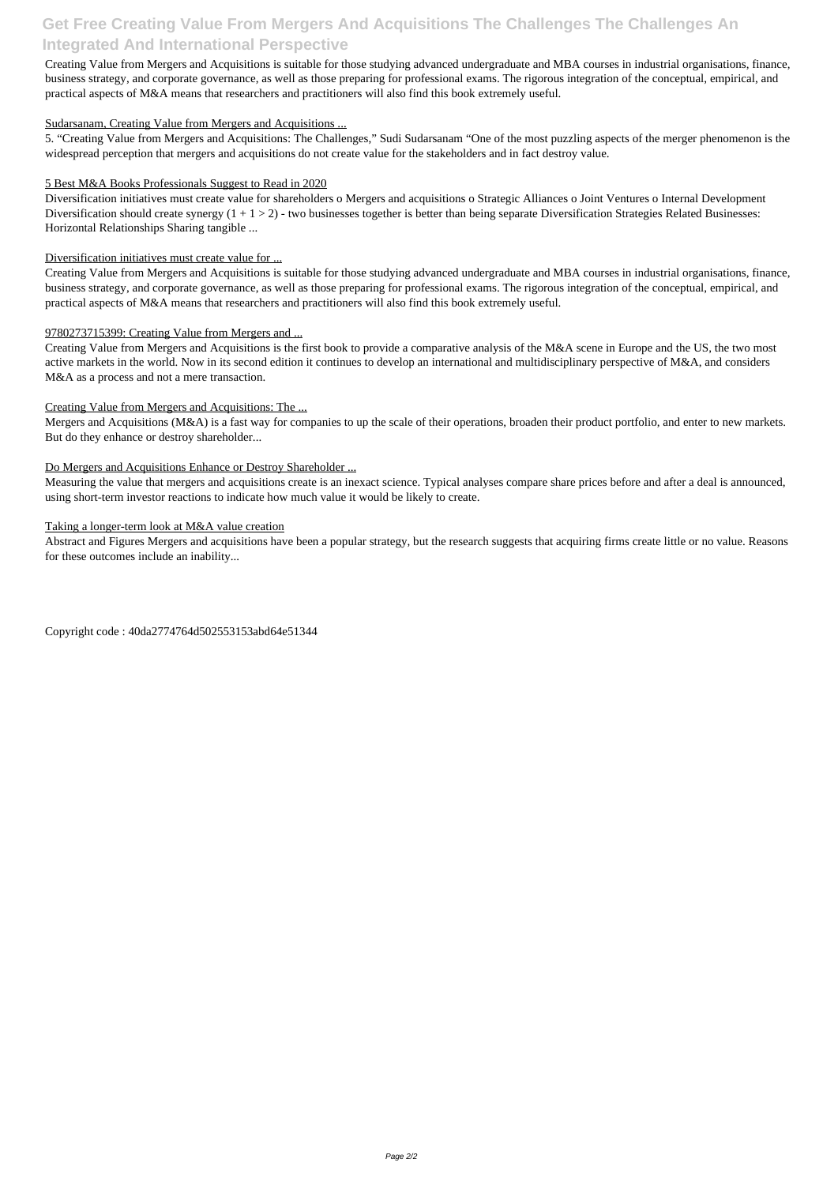Creating Value from Mergers and Acquisitions is suitable for those studying advanced undergraduate and MBA courses in industrial organisations, finance, business strategy, and corporate governance, as well as those preparing for professional exams. The rigorous integration of the conceptual, empirical, and practical aspects of M&A means that researchers and practitioners will also find this book extremely useful.

Sudarsanam, Creating Value from Mergers and Acquisitions ...

5. "Creating Value from Mergers and Acquisitions: The Challenges," Sudi Sudarsanam "One of the most puzzling aspects of the merger phenomenon is the widespread perception that mergers and acquisitions do not create value for the stakeholders and in fact destroy value.

5 Best M&A Books Professionals Suggest to Read in 2020

Diversification initiatives must create value for shareholders o Mergers and acquisitions o Strategic Alliances o Joint Ventures o Internal Development Diversification should create synergy (1 + 1 > 2) - two businesses together is better than being separate Diversification Strategies Related Businesses: Horizontal Relationships Sharing tangible ...

Diversification initiatives must create value for ...

Creating Value from Mergers and Acquisitions is suitable for those studying advanced undergraduate and MBA courses in industrial organisations, finance, business strategy, and corporate governance, as well as those preparing for professional exams. The rigorous integration of the conceptual, empirical, and practical aspects of M&A means that researchers and practitioners will also find this book extremely useful.

9780273715399: Creating Value from Mergers and ...

Creating Value from Mergers and Acquisitions is the first book to provide a comparative analysis of the M&A scene in Europe and the US, the two most active markets in the world. Now in its second edition it continues to develop an international and multidisciplinary perspective of M&A, and considers M&A as a process and not a mere transaction.

Creating Value from Mergers and Acquisitions: The ...

Mergers and Acquisitions (M&A) is a fast way for companies to up the scale of their operations, broaden their product portfolio, and enter to new markets. But do they enhance or destroy shareholder...

Do Mergers and Acquisitions Enhance or Destroy Shareholder ...

Measuring the value that mergers and acquisitions create is an inexact science. Typical analyses compare share prices before and after a deal is announced, using short-term investor reactions to indicate how much value it would be likely to create.

Taking a longer-term look at M&A value creation

Abstract and Figures Mergers and acquisitions have been a popular strategy, but the research suggests that acquiring firms create little or no value. Reasons for these outcomes include an inability...

Copyright code : 40da2774764d502553153abd64e51344